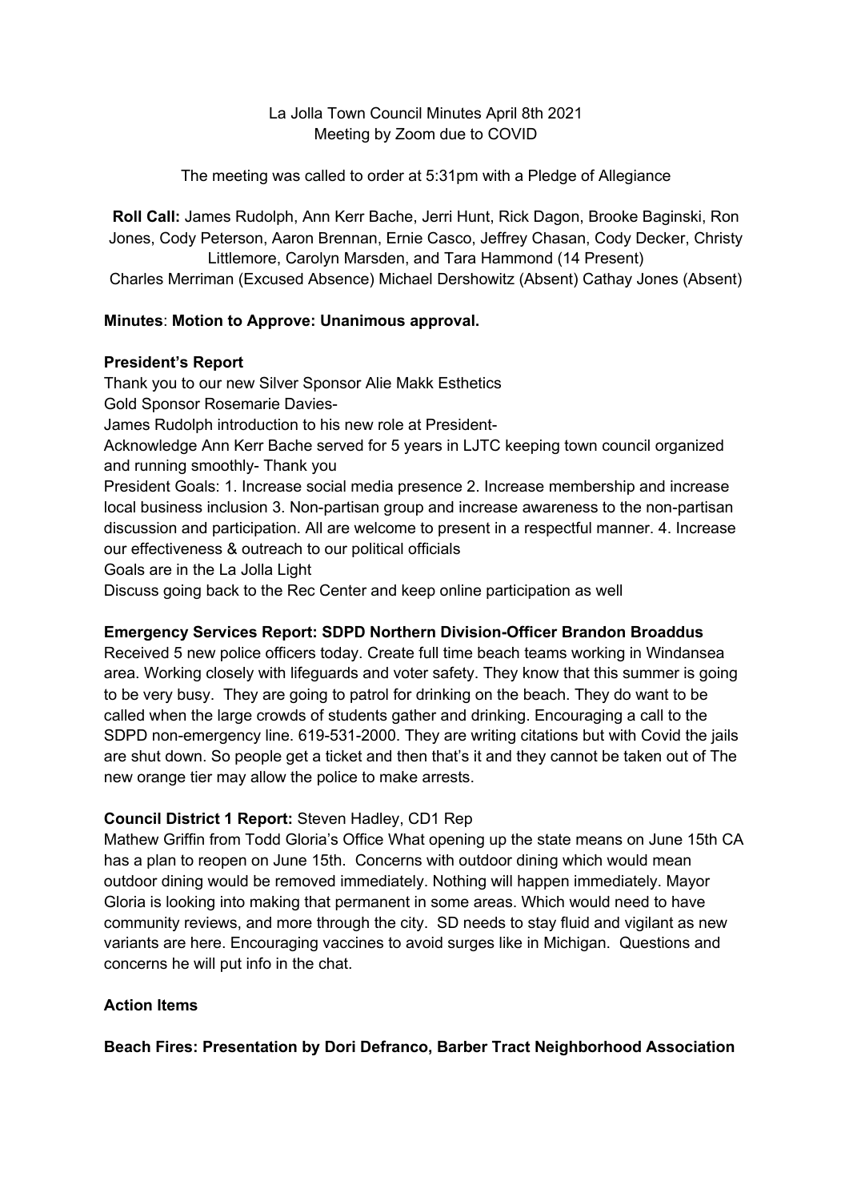La Jolla Town Council Minutes April 8th 2021
Meeting by Zoom due to COVID

The meeting was called to order at 5:31pm with a Pledge of Allegiance

**Roll Call:** James Rudolph, Ann Kerr Bache, Jerri Hunt, Rick Dagon, Brooke Baginski, Ron Jones, Cody Peterson, Aaron Brennan, Ernie Casco, Jeffrey Chasan, Cody Decker, Christy Littlemore, Carolyn Marsden, and Tara Hammond (14 Present)
Charles Merriman (Excused Absence) Michael Dershowitz (Absent) Cathay Jones (Absent)

**Minutes**: **Motion to Approve: Unanimous approval.**

**President's Report**

Thank you to our new Silver Sponsor Alie Makk Esthetics
Gold Sponsor Rosemarie Davies-
James Rudolph introduction to his new role at President-
Acknowledge Ann Kerr Bache served for 5 years in LJTC keeping town council organized and running smoothly- Thank you
President Goals: 1. Increase social media presence 2. Increase membership and increase local business inclusion 3. Non-partisan group and increase awareness to the non-partisan discussion and participation. All are welcome to present in a respectful manner. 4. Increase our effectiveness & outreach to our political officials
Goals are in the La Jolla Light
Discuss going back to the Rec Center and keep online participation as well

**Emergency Services Report: SDPD Northern Division-Officer Brandon Broaddus**

Received 5 new police officers today. Create full time beach teams working in Windansea area. Working closely with lifeguards and voter safety. They know that this summer is going to be very busy. They are going to patrol for drinking on the beach. They do want to be called when the large crowds of students gather and drinking. Encouraging a call to the SDPD non-emergency line. 619-531-2000. They are writing citations but with Covid the jails are shut down. So people get a ticket and then that's it and they cannot be taken out of The new orange tier may allow the police to make arrests.

**Council District 1 Report:** Steven Hadley, CD1 Rep

Mathew Griffin from Todd Gloria's Office What opening up the state means on June 15th CA has a plan to reopen on June 15th. Concerns with outdoor dining which would mean outdoor dining would be removed immediately. Nothing will happen immediately. Mayor Gloria is looking into making that permanent in some areas. Which would need to have community reviews, and more through the city. SD needs to stay fluid and vigilant as new variants are here. Encouraging vaccines to avoid surges like in Michigan. Questions and concerns he will put info in the chat.

**Action Items**

**Beach Fires: Presentation by Dori Defranco, Barber Tract Neighborhood Association**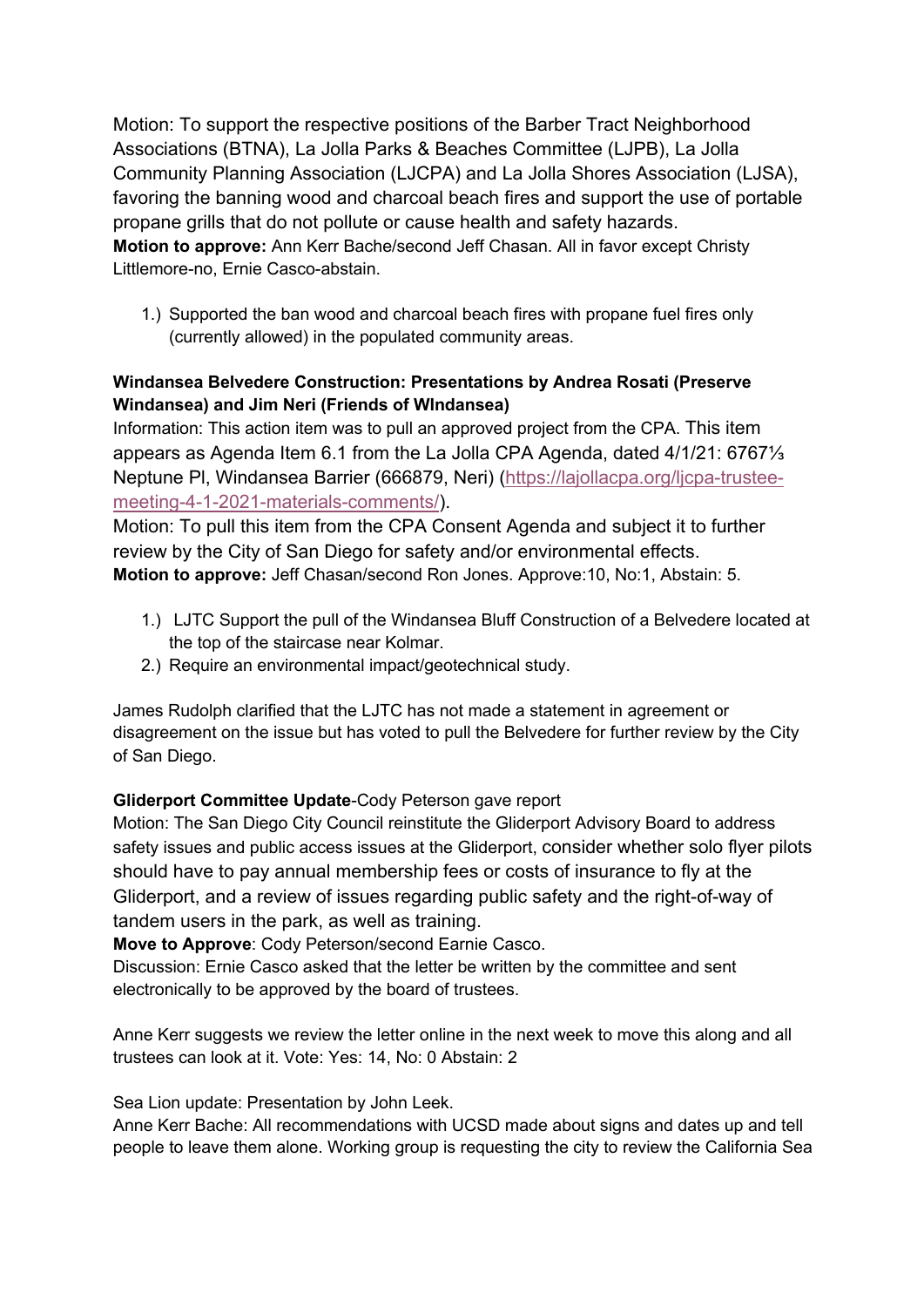Motion: To support the respective positions of the Barber Tract Neighborhood Associations (BTNA), La Jolla Parks & Beaches Committee (LJPB), La Jolla Community Planning Association (LJCPA) and La Jolla Shores Association (LJSA), favoring the banning wood and charcoal beach fires and support the use of portable propane grills that do not pollute or cause health and safety hazards.
**Motion to approve:** Ann Kerr Bache/second Jeff Chasan. All in favor except Christy Littlemore-no, Ernie Casco-abstain.

1.) Supported the ban wood and charcoal beach fires with propane fuel fires only (currently allowed) in the populated community areas.

**Windansea Belvedere Construction: Presentations by Andrea Rosati (Preserve Windansea) and Jim Neri (Friends of WIndansea)**
Information: This action item was to pull an approved project from the CPA. This item appears as Agenda Item 6.1 from the La Jolla CPA Agenda, dated 4/1/21: 6767⅓ Neptune Pl, Windansea Barrier (666879, Neri) (https://lajollacpa.org/ljcpa-trustee-meeting-4-1-2021-materials-comments/).
Motion: To pull this item from the CPA Consent Agenda and subject it to further review by the City of San Diego for safety and/or environmental effects.
**Motion to approve:** Jeff Chasan/second Ron Jones. Approve:10, No:1, Abstain: 5.

1.) LJTC Support the pull of the Windansea Bluff Construction of a Belvedere located at the top of the staircase near Kolmar.
2.) Require an environmental impact/geotechnical study.

James Rudolph clarified that the LJTC has not made a statement in agreement or disagreement on the issue but has voted to pull the Belvedere for further review by the City of San Diego.

**Gliderport Committee Update**-Cody Peterson gave report
Motion: The San Diego City Council reinstitute the Gliderport Advisory Board to address safety issues and public access issues at the Gliderport, consider whether solo flyer pilots should have to pay annual membership fees or costs of insurance to fly at the Gliderport, and a review of issues regarding public safety and the right-of-way of tandem users in the park, as well as training.
**Move to Approve**: Cody Peterson/second Earnie Casco.
Discussion: Ernie Casco asked that the letter be written by the committee and sent electronically to be approved by the board of trustees.

Anne Kerr suggests we review the letter online in the next week to move this along and all trustees can look at it. Vote: Yes: 14, No: 0 Abstain: 2

Sea Lion update: Presentation by John Leek.
Anne Kerr Bache: All recommendations with UCSD made about signs and dates up and tell people to leave them alone. Working group is requesting the city to review the California Sea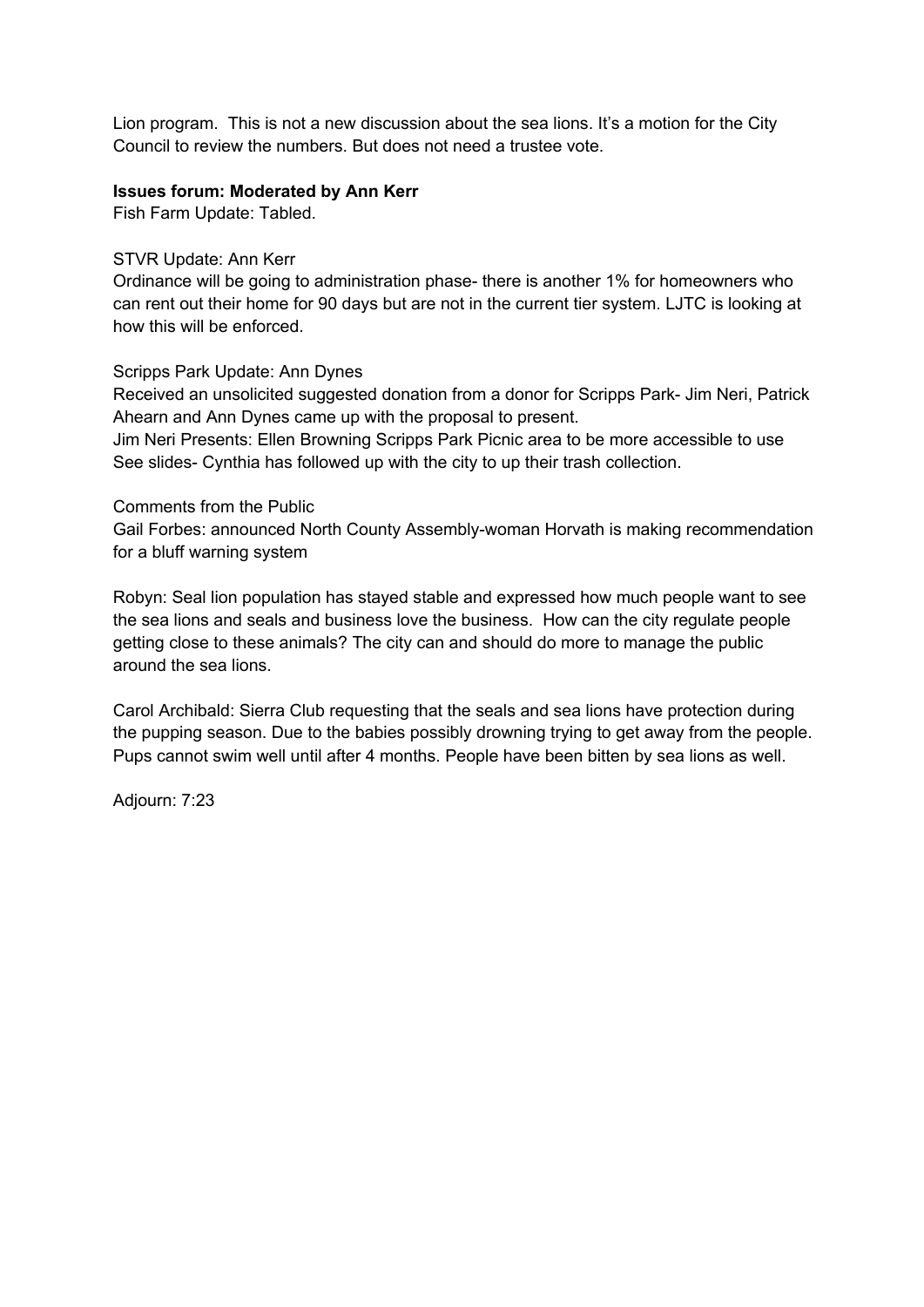Lion program. This is not a new discussion about the sea lions. It's a motion for the City Council to review the numbers. But does not need a trustee vote.

**Issues forum: Moderated by Ann Kerr**

Fish Farm Update: Tabled.

STVR Update: Ann Kerr

Ordinance will be going to administration phase- there is another 1% for homeowners who can rent out their home for 90 days but are not in the current tier system. LJTC is looking at how this will be enforced.

Scripps Park Update: Ann Dynes

Received an unsolicited suggested donation from a donor for Scripps Park- Jim Neri, Patrick Ahearn and Ann Dynes came up with the proposal to present.

Jim Neri Presents: Ellen Browning Scripps Park Picnic area to be more accessible to use

See slides- Cynthia has followed up with the city to up their trash collection.

Comments from the Public

Gail Forbes: announced North County Assembly-woman Horvath is making recommendation for a bluff warning system

Robyn: Seal lion population has stayed stable and expressed how much people want to see the sea lions and seals and business love the business. How can the city regulate people getting close to these animals? The city can and should do more to manage the public around the sea lions.

Carol Archibald: Sierra Club requesting that the seals and sea lions have protection during the pupping season. Due to the babies possibly drowning trying to get away from the people. Pups cannot swim well until after 4 months. People have been bitten by sea lions as well.

Adjourn: 7:23